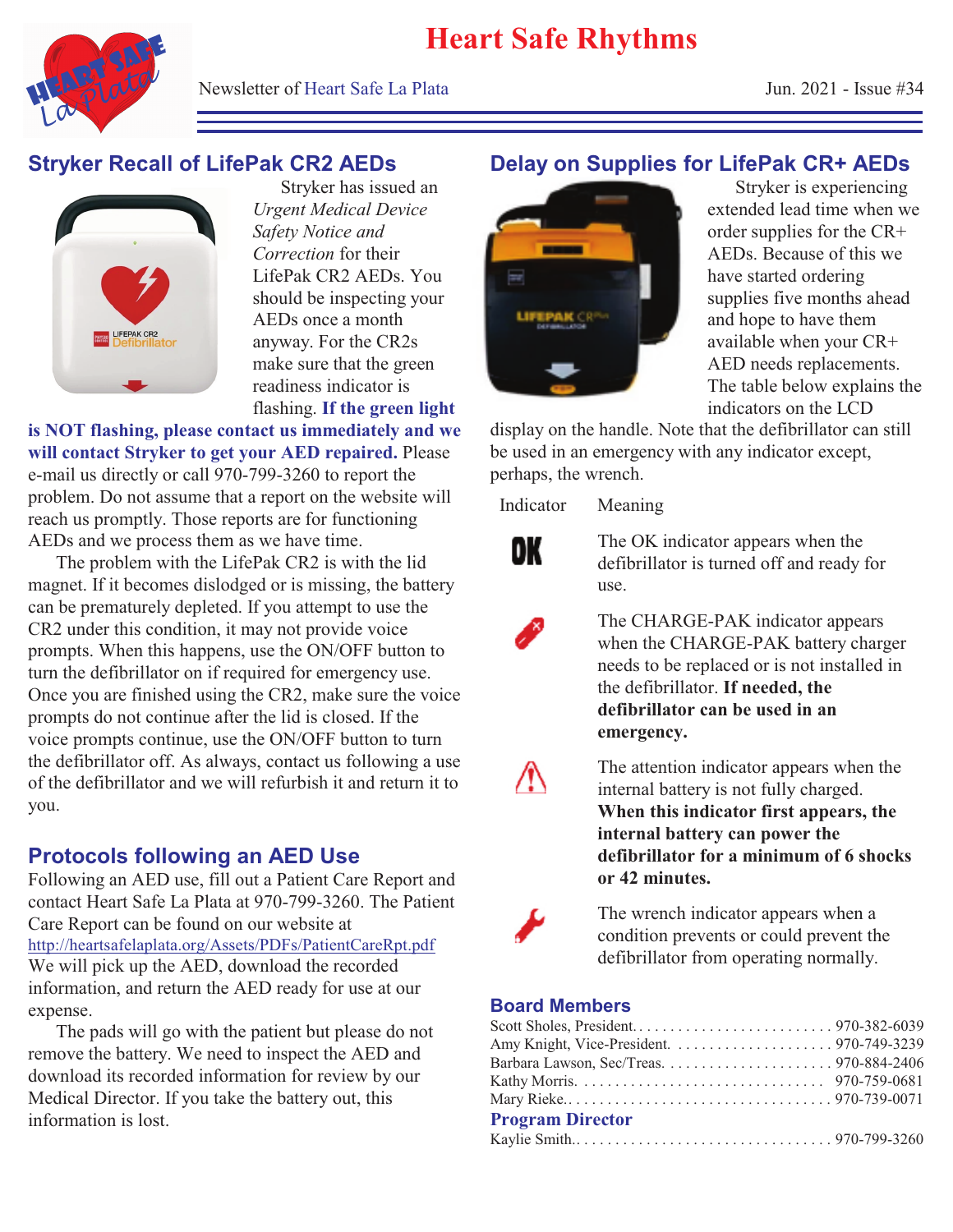# Heart Safe Rhythms

Newsletter of Heart Safe La Plata

Jun. 2021 - Issue #34

## Stryker Recall of LifePak CR2 AEDs

Stryker has issued an *Urgent Medical Device Safety Notice and Correction* for their LifePak CR2 AEDs. You should be inspecting your AEDs once a month anyway. For the CR2s make sure that the green readiness indicator is flashing. **If the green light is NOT flashing, please contact us immediately and we will contact Stryker to get your AED repaired.** Please e-mail us directly or call 970-799-3260 to report the problem. Do not assume that a report on the website will reach us promptly. Those reports are for functioning AEDs and we process them as we have time.

The problem with the LifePak CR2 is with the lid magnet. If it becomes dislodged or is missing, the battery can be prematurely depleted. If you attempt to use the CR2 under this condition, it may not provide voice prompts. When this happens, use the ON/OFF button to turn the defibrillator on if required for emergency use. Once you are finished using the CR2, make sure the voice prompts do not continue after the lid is closed. If the voice prompts continue, use the ON/OFF button to turn the defibrillator off. As always, contact us following a use of the defibrillator and we will refurbish it and return it to you.

## Protocols following an AED Use

Following an AED use, fill out a Patient Care Report and contact Heart Safe La Plata at 970-799-3260. The Patient Care Report can be found on our website at http://heartsafelaplata.org/Assets/PDFs/PatientCareRpt.pdf We will pick up the AED, download the recorded information, and return the AED ready for use at our expense.

The pads will go with the patient but please do not remove the battery. We need to inspect the AED and download its recorded information for review by our Medical Director. If you take the battery out, this information is lost.

## Delay on Supplies for LifePak CR+ AEDs

Stryker is experiencing extended lead time when we order supplies for the CR+ AEDs. Because of this we have started ordering supplies five months ahead and hope to have them available when your CR+ AED needs replacements. The table below explains the indicators on the LCD display on the handle. Note that the defibrillator can still be used in an emergency with any indicator except, perhaps, the wrench.

| Indicator | Meaning |
|---|---|
| OK | The OK indicator appears when the defibrillator is turned off and ready for use. |
| (CHARGE-PAK icon) | The CHARGE-PAK indicator appears when the CHARGE-PAK battery charger needs to be replaced or is not installed in the defibrillator. **If needed, the defibrillator can be used in an emergency.** |
| (Attention icon) | The attention indicator appears when the internal battery is not fully charged. **When this indicator first appears, the internal battery can power the defibrillator for a minimum of 6 shocks or 42 minutes.** |
| (Wrench icon) | The wrench indicator appears when a condition prevents or could prevent the defibrillator from operating normally. |

## Board Members

Scott Sholes, President. . . . . . . . . . . . . . . . . . . . . . . . . 970-382-6039
Amy Knight, Vice-President. . . . . . . . . . . . . . . . . . . . . 970-749-3239
Barbara Lawson, Sec/Treas. . . . . . . . . . . . . . . . . . . . . . 970-884-2406
Kathy Morris. . . . . . . . . . . . . . . . . . . . . . . . . . . . . . . 970-759-0681
Mary Rieke. . . . . . . . . . . . . . . . . . . . . . . . . . . . . . . . . 970-739-0071

## Program Director

Kaylie Smith. . . . . . . . . . . . . . . . . . . . . . . . . . . . . . . . 970-799-3260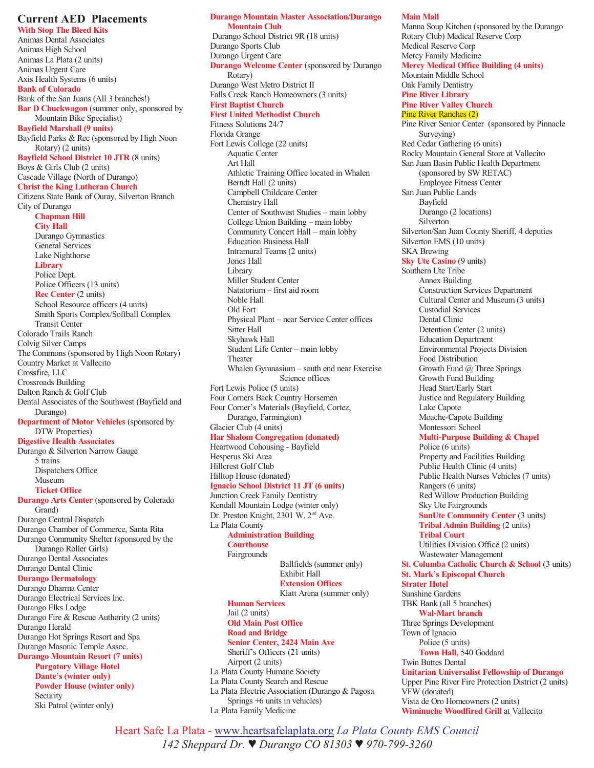# Current AED Placements

**With Stop The Bleed Kits**

Animas Dental Associates
Animas High School
Animas La Plata (2 units)
Animas Urgent Care
Axis Health Systems (6 units)
**Bank of Colorado**
Bank of the San Juans (All 3 branches!)
**Bar D Chuckwagon** (summer only, sponsored by Mountain Bike Specialist)
**Bayfield Marshall (9 units)**
Bayfield Parks & Rec (sponsored by High Noon Rotary) (2 units)
**Bayfield School District 10 JTR** (8 units)
Boys & Girls Club (2 units)
Cascade Village (North of Durango)
**Christ the King Lutheran Church**
Citizens State Bank of Ouray, Silverton Branch
City of Durango
- **Chapman Hill**
- **City Hall**
- Durango Gymnastics
- General Services
- Lake Nighthorse
- **Library**
- Police Dept.
- Police Officers (13 units)
- **Rec Center** (2 units)
- School Resource officers (4 units)
- Smith Sports Complex/Softball Complex
- Transit Center

Colorado Trails Ranch
Colvig Silver Camps
The Commons (sponsored by High Noon Rotary)
Country Market at Vallecito
Crossfire, LLC
Crossroads Building
Dalton Ranch & Golf Club
Dental Associates of the Southwest (Bayfield and Durango)
**Department of Motor Vehicles** (sponsored by DTW Properties)
**Digestive Health Associates**
Durango & Silverton Narrow Gauge
- 5 trains
- Dispatchers Office
- Museum
- **Ticket Office**

**Durango Arts Center** (sponsored by Colorado Grand)
Durango Central Dispatch
Durango Chamber of Commerce, Santa Rita
Durango Community Shelter (sponsored by the Durango Roller Girls)
Durango Dental Associates
Durango Dental Clinic
**Durango Dermatology**
Durango Dharma Center
Durango Electrical Services Inc.
Durango Elks Lodge
Durango Fire & Rescue Authority (2 units)
Durango Herald
Durango Hot Springs Resort and Spa
Durango Masonic Temple Assoc.
**Durango Mountain Resort (7 units)**
- **Purgatory Village Hotel**
- **Dante's (winter only)**
- **Powder House (winter only)**
- Security
- Ski Patrol (winter only)

**Durango Mountain Master Association/Durango Mountain Club**
Durango School District 9R (18 units)
Durango Sports Club
Durango Urgent Care
**Durango Welcome Center** (sponsored by Durango Rotary)
Durango West Metro District II
Falls Creek Ranch Homeowners (3 units)
**First Baptist Church**
**First United Methodist Church**
Fitness Solutions 24/7
Florida Grange
Fort Lewis College (22 units)
- Aquatic Center
- Art Hall
- Athletic Training Office located in Whalen
- Berndt Hall (2 units)
- Campbell Childcare Center
- Chemistry Hall
- Center of Southwest Studies – main lobby
- College Union Building – main lobby
- Community Concert Hall – main lobby
- Education Business Hall
- Intramural Teams (2 units)
- Jones Hall
- Library
- Miller Student Center
- Natatorium – first aid room
- Noble Hall
- Old Fort
- Physical Plant – near Service Center offices
- Sitter Hall
- Skyhawk Hall
- Student Life Center – main lobby
- Theater
- Whalen Gymnasium – south end near Exercise Science offices

Fort Lewis Police (5 units)
Four Corners Back Country Horsemen
Four Corner's Materials (Bayfield, Cortez, Durango, Farmington)
Glacier Club (4 units)
**Har Shalom Congregation (donated)**
Heartwood Cohousing - Bayfield
Hesperus Ski Area
Hillcrest Golf Club
Hilltop House (donated)
**Ignacio School District 11 JT (6 units)**
Junction Creek Family Dentistry
Kendall Mountain Lodge (winter only)
Dr. Preston Knight, 2301 W. 2nd Ave.
La Plata County
- **Administration Building**
- **Courthouse**
- Fairgrounds
  - Ballfields (summer only)
  - Exhibit Hall
  - **Extension Offices**
  - Klatt Arena (summer only)
- **Human Services**
- Jail (2 units)
- **Old Main Post Office**
- **Road and Bridge**
- **Senior Center, 2424 Main Ave**
- Sheriff's Officers (21 units)
- Airport (2 units)

La Plata County Humane Society
La Plata County Search and Rescue
La Plata Electric Association (Durango & Pagosa Springs +6 units in vehicles)
La Plata Family Medicine
**Main Mall**
Manna Soup Kitchen (sponsored by the Durango Rotary Club) Medical Reserve Corp
Medical Reserve Corp
Mercy Family Medicine
**Mercy Medical Office Building (4 units)**
Mountain Middle School
Oak Family Dentistry
**Pine River Library**
**Pine River Valley Church**
Pine River Ranches (2)
Pine River Senior Center (sponsored by Pinnacle Surveying)
Red Cedar Gathering (6 units)
Rocky Mountain General Store at Vallecito
San Juan Basin Public Health Department (sponsored by SW RETAC)
- Employee Fitness Center

San Juan Public Lands
- Bayfield
- Durango (2 locations)
- Silverton

Silverton/San Juan County Sheriff, 4 deputies
Silverton EMS (10 units)
SKA Brewing
**Sky Ute Casino** (9 units)
Southern Ute Tribe
- Annex Building
- Construction Services Department
- Cultural Center and Museum (3 units)
- Custodial Services
- Dental Clinic
- Detention Center (2 units)
- Education Department
- Environmental Projects Division
- Food Distribution
- Growth Fund @ Three Springs
- Growth Fund Building
- Head Start/Early Start
- Justice and Regulatory Building
- Lake Capote
- Moache-Capote Building
- Montessori School
- **Multi-Purpose Building & Chapel**
- Police (6 units)
- Property and Facilities Building
- Public Health Clinic (4 units)
- Public Health Nurses Vehicles (7 units)
- Rangers (6 units)
- Red Willow Production Building
- Sky Ute Fairgrounds
- **SunUte Community Center** (3 units)
- **Tribal Admin Building** (2 units)
- **Tribal Court**
- Utilities Division Office (2 units)
- Wastewater Management

**St. Columba Catholic Church & School** (3 units)
**St. Mark's Episcopal Church**
**Strater Hotel**
Sunshine Gardens
TBK Bank (all 5 branches)
- **Wal-Mart branch**

Three Springs Development
Town of Ignacio
- Police (5 units)
- **Town Hall,** 540 Goddard

Twin Buttes Dental
**Unitarian Universalist Fellowship of Durango**
Upper Pine River Fire Protection District (2 units)
VFW (donated)
Vista de Oro Homeowners (2 units)
**Wiminuche Woodfired Grill** at Vallecito

Heart Safe La Plata - www.heartsafelaplata.org *La Plata County EMS Council*
*142 Sheppard Dr. ♥ Durango CO 81303 ♥ 970-799-3260*